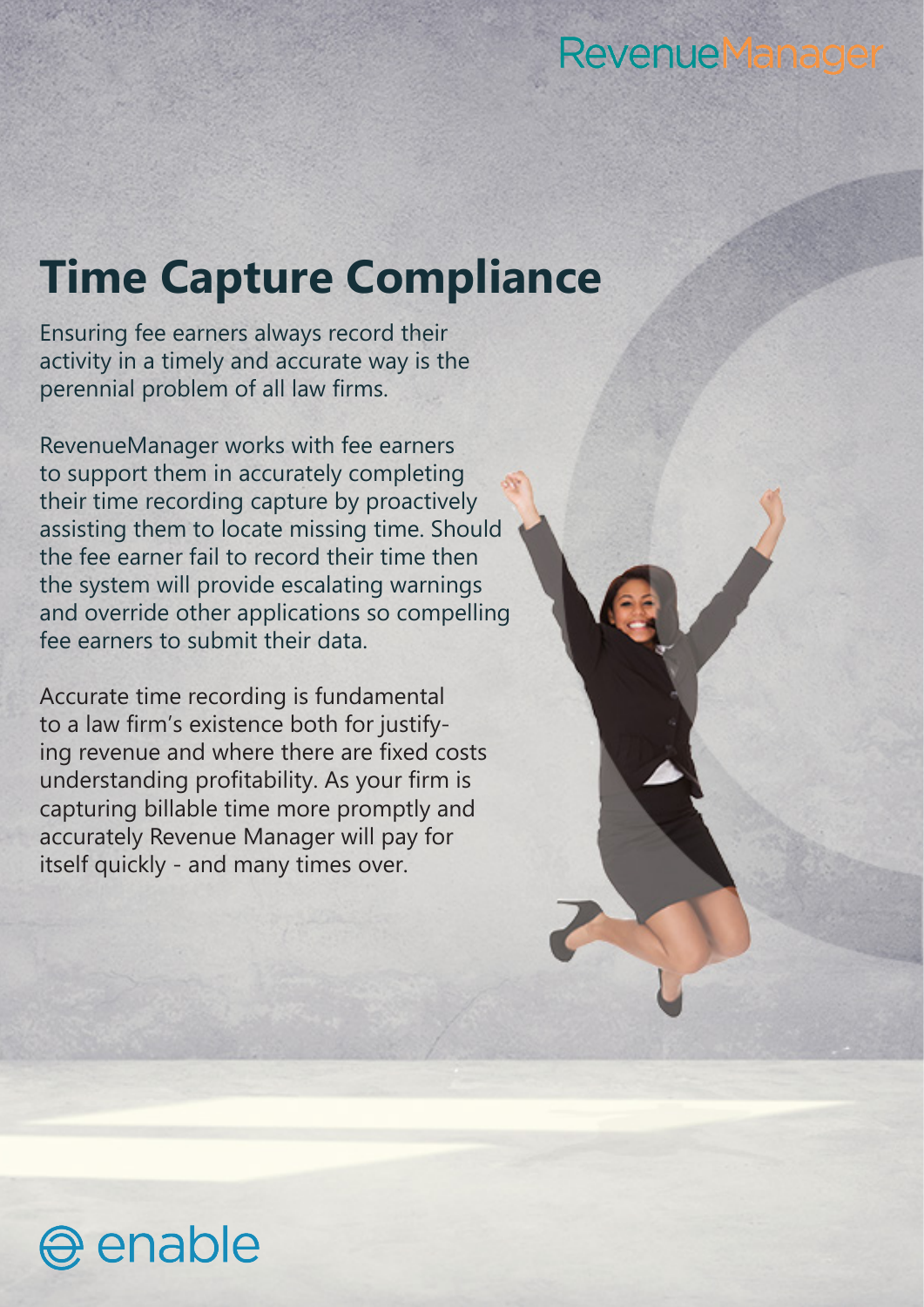RevenueManager

# Time Capture Compliance

Ensuring fee earners always record their activity in a timely and accurate way is the perennial problem of all law firms.

RevenueManager works with fee earners to support them in accurately completing their time recording capture by proactively assisting them to locate missing time. Should the fee earner fail to record their time then the system will provide escalating warnings and override other applications so compelling fee earners to submit their data.

Accurate time recording is fundamental to a law firm's existence both for justifying revenue and where there are fixed costs understanding profitability. As your firm is capturing billable time more promptly and accurately Revenue Manager will pay for itself quickly - and many times over.

enable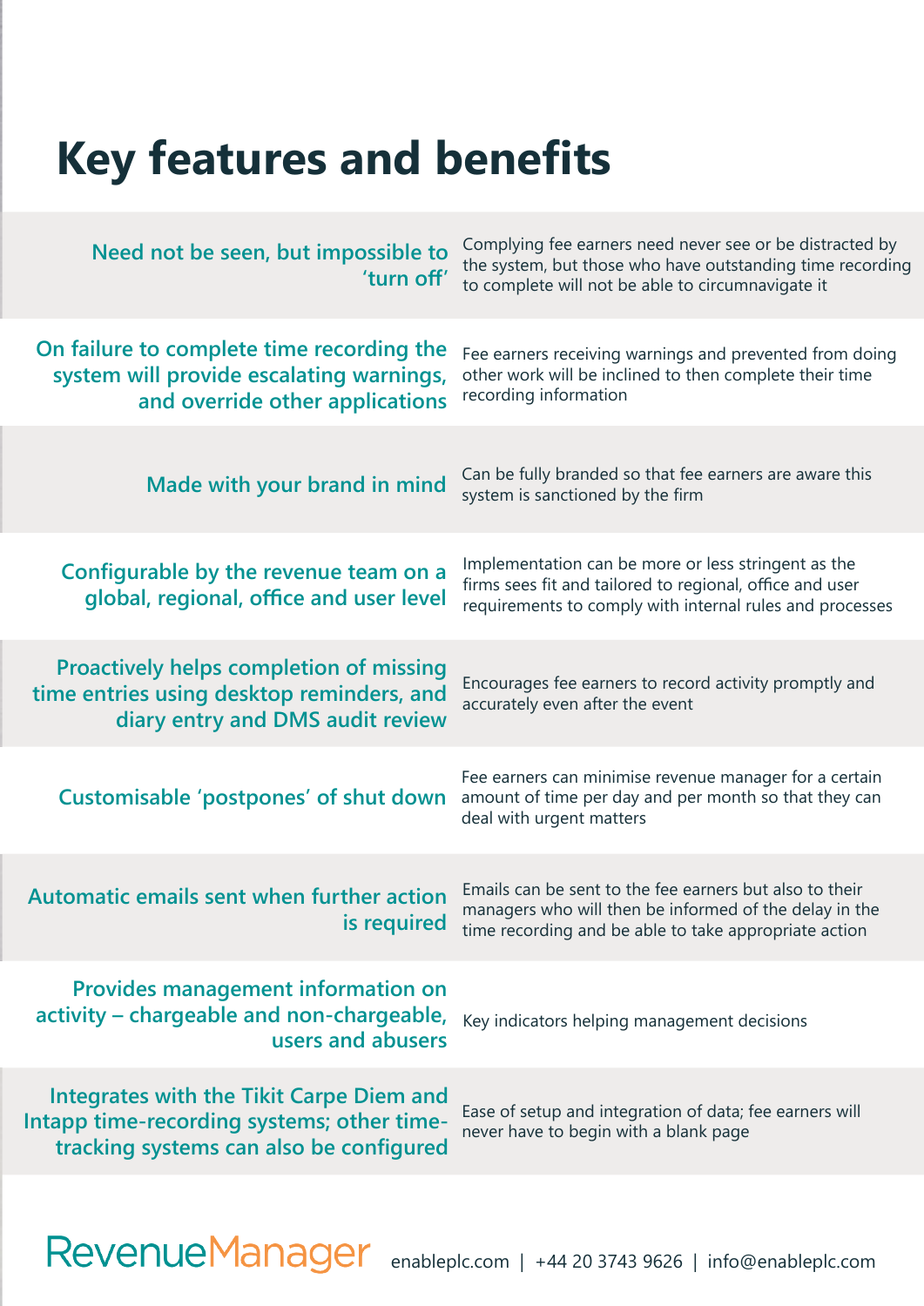# Key features and benefits

| | |
|---|---|
| Need not be seen, but impossible to 'turn off' | Complying fee earners need never see or be distracted by the system, but those who have outstanding time recording to complete will not be able to circumnavigate it |
| On failure to complete time recording the system will provide escalating warnings, and override other applications | Fee earners receiving warnings and prevented from doing other work will be inclined to then complete their time recording information |
| Made with your brand in mind | Can be fully branded so that fee earners are aware this system is sanctioned by the firm |
| Configurable by the revenue team on a global, regional, office and user level | Implementation can be more or less stringent as the firms sees fit and tailored to regional, office and user requirements to comply with internal rules and processes |
| Proactively helps completion of missing time entries using desktop reminders, and diary entry and DMS audit review | Encourages fee earners to record activity promptly and accurately even after the event |
| Customisable 'postpones' of shut down | Fee earners can minimise revenue manager for a certain amount of time per day and per month so that they can deal with urgent matters |
| Automatic emails sent when further action is required | Emails can be sent to the fee earners but also to their managers who will then be informed of the delay in the time recording and be able to take appropriate action |
| Provides management information on activity – chargeable and non-chargeable, users and abusers | Key indicators helping management decisions |
| Integrates with the Tikit Carpe Diem and Intapp time-recording systems; other time-tracking systems can also be configured | Ease of setup and integration of data; fee earners will never have to begin with a blank page |

RevenueManager enableplc.com | +44 20 3743 9626 | info@enableplc.com